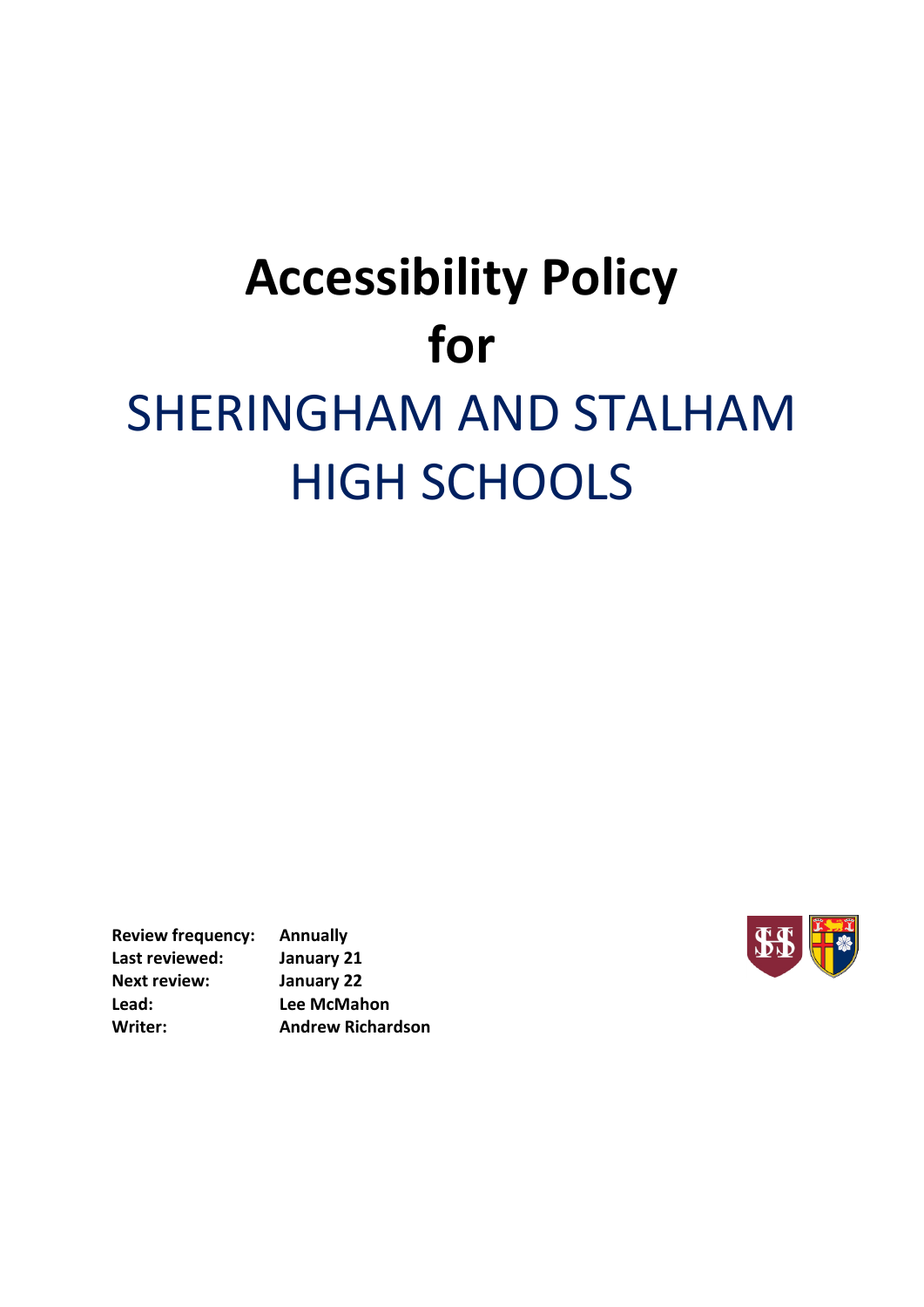# Accessibility Policy for

## SHERINGHAM AND STALHAM HIGH SCHOOLS

| | |
|---|---|
| **Review frequency:** | **Annually** |
| **Last reviewed:** | **January 21** |
| **Next review:** | **January 22** |
| **Lead:** | **Lee McMahon** |
| **Writer:** | **Andrew Richardson** |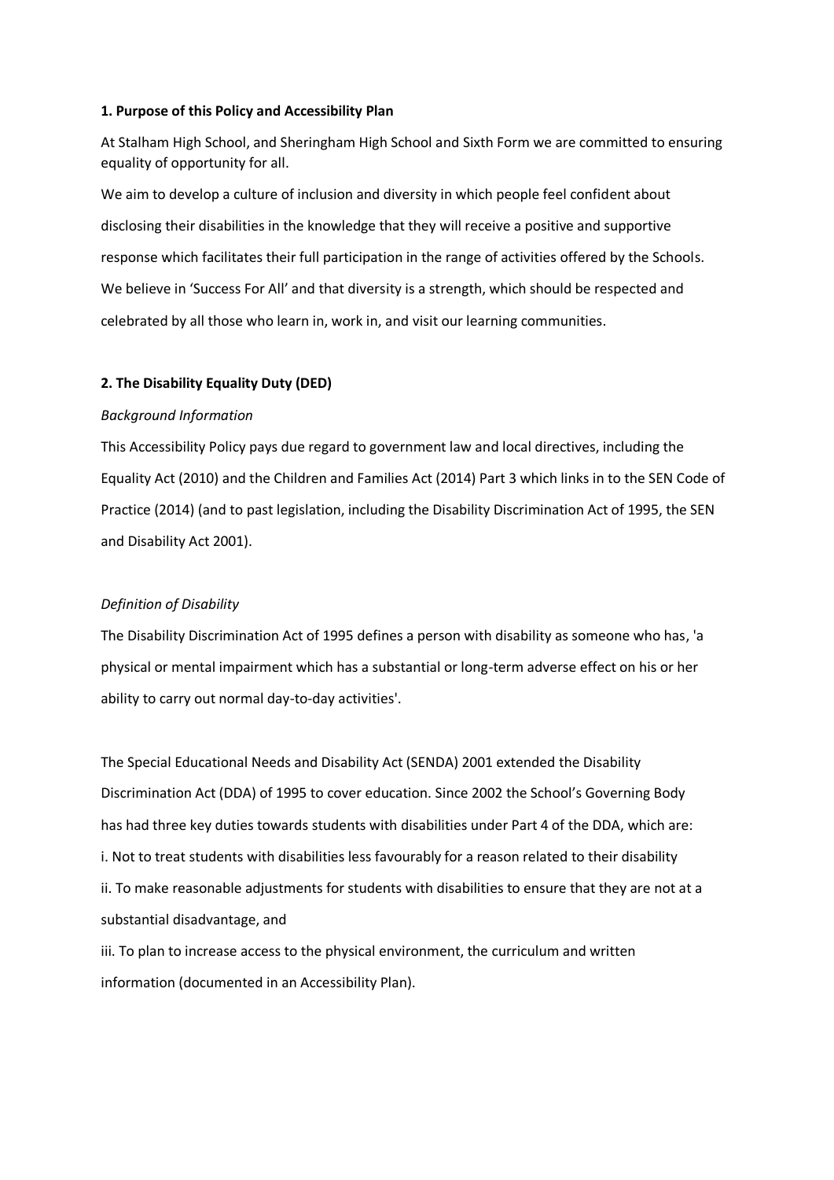**1. Purpose of this Policy and Accessibility Plan**

At Stalham High School, and Sheringham High School and Sixth Form we are committed to ensuring equality of opportunity for all.

We aim to develop a culture of inclusion and diversity in which people feel confident about disclosing their disabilities in the knowledge that they will receive a positive and supportive response which facilitates their full participation in the range of activities offered by the Schools. We believe in 'Success For All' and that diversity is a strength, which should be respected and celebrated by all those who learn in, work in, and visit our learning communities.

**2. The Disability Equality Duty (DED)**

*Background Information*

This Accessibility Policy pays due regard to government law and local directives, including the Equality Act (2010) and the Children and Families Act (2014) Part 3 which links in to the SEN Code of Practice (2014) (and to past legislation, including the Disability Discrimination Act of 1995, the SEN and Disability Act 2001).

*Definition of Disability*

The Disability Discrimination Act of 1995 defines a person with disability as someone who has, 'a physical or mental impairment which has a substantial or long-term adverse effect on his or her ability to carry out normal day-to-day activities'.

The Special Educational Needs and Disability Act (SENDA) 2001 extended the Disability Discrimination Act (DDA) of 1995 to cover education. Since 2002 the School's Governing Body has had three key duties towards students with disabilities under Part 4 of the DDA, which are:

i. Not to treat students with disabilities less favourably for a reason related to their disability

ii. To make reasonable adjustments for students with disabilities to ensure that they are not at a substantial disadvantage, and

iii. To plan to increase access to the physical environment, the curriculum and written information (documented in an Accessibility Plan).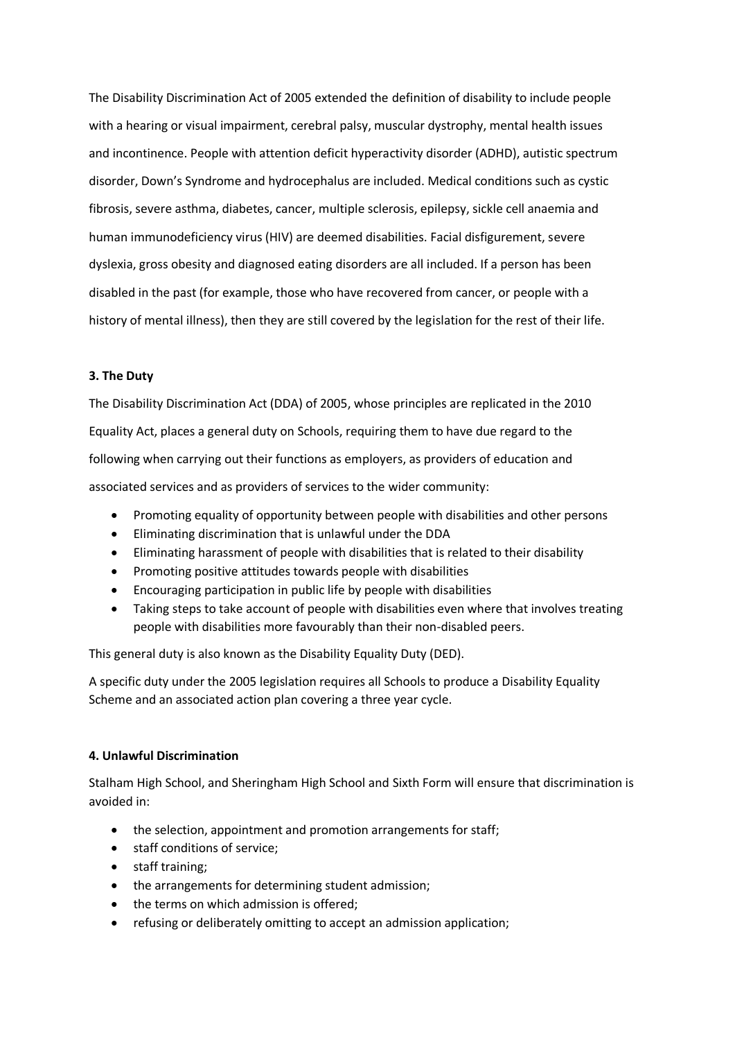The Disability Discrimination Act of 2005 extended the definition of disability to include people with a hearing or visual impairment, cerebral palsy, muscular dystrophy, mental health issues and incontinence. People with attention deficit hyperactivity disorder (ADHD), autistic spectrum disorder, Down's Syndrome and hydrocephalus are included. Medical conditions such as cystic fibrosis, severe asthma, diabetes, cancer, multiple sclerosis, epilepsy, sickle cell anaemia and human immunodeficiency virus (HIV) are deemed disabilities. Facial disfigurement, severe dyslexia, gross obesity and diagnosed eating disorders are all included. If a person has been disabled in the past (for example, those who have recovered from cancer, or people with a history of mental illness), then they are still covered by the legislation for the rest of their life.

**3. The Duty**

The Disability Discrimination Act (DDA) of 2005, whose principles are replicated in the 2010 Equality Act, places a general duty on Schools, requiring them to have due regard to the following when carrying out their functions as employers, as providers of education and associated services and as providers of services to the wider community:

- Promoting equality of opportunity between people with disabilities and other persons
- Eliminating discrimination that is unlawful under the DDA
- Eliminating harassment of people with disabilities that is related to their disability
- Promoting positive attitudes towards people with disabilities
- Encouraging participation in public life by people with disabilities
- Taking steps to take account of people with disabilities even where that involves treating people with disabilities more favourably than their non-disabled peers.

This general duty is also known as the Disability Equality Duty (DED).

A specific duty under the 2005 legislation requires all Schools to produce a Disability Equality Scheme and an associated action plan covering a three year cycle.

**4. Unlawful Discrimination**

Stalham High School, and Sheringham High School and Sixth Form will ensure that discrimination is avoided in:

- the selection, appointment and promotion arrangements for staff;
- staff conditions of service;
- staff training;
- the arrangements for determining student admission;
- the terms on which admission is offered;
- refusing or deliberately omitting to accept an admission application;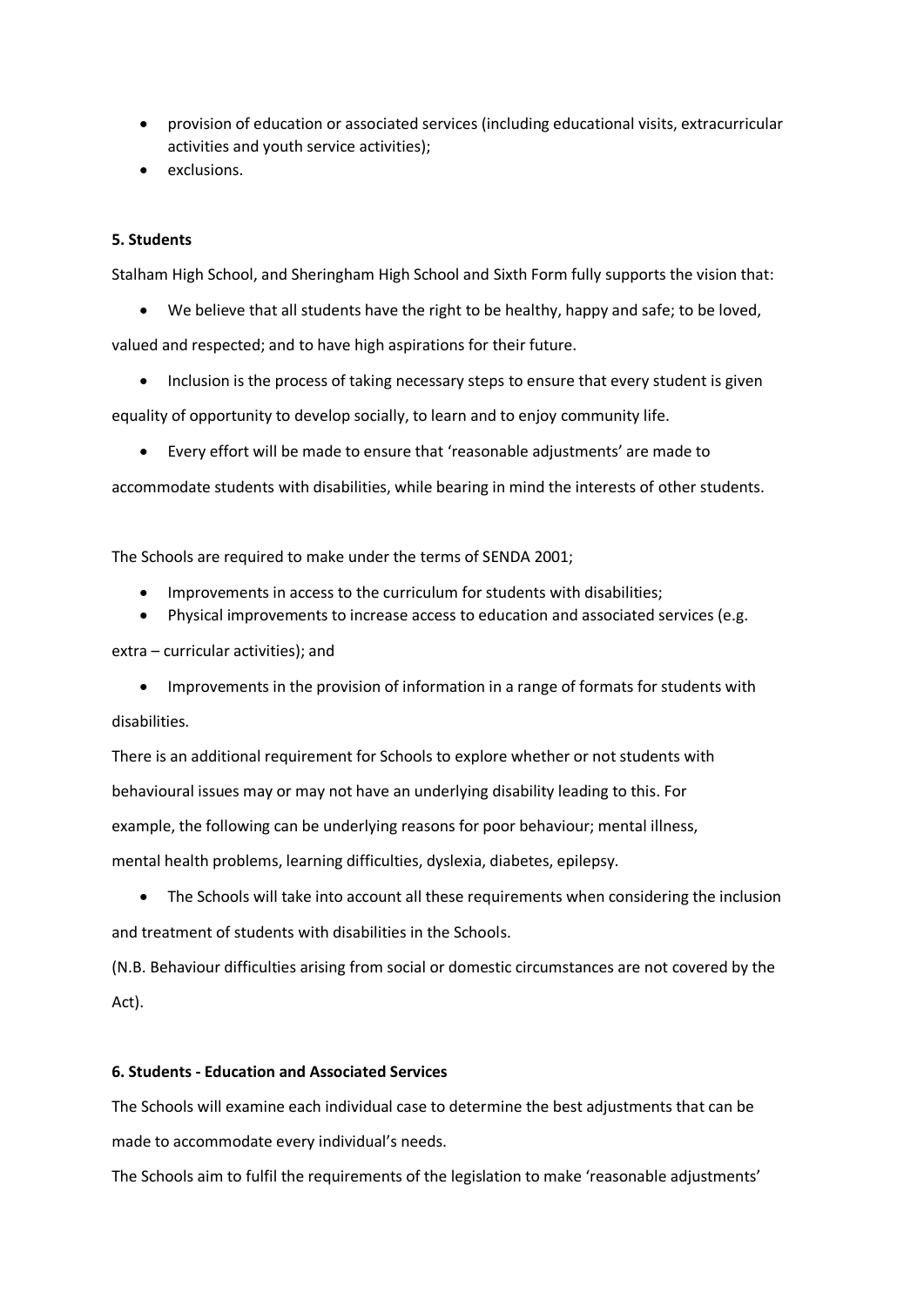- provision of education or associated services (including educational visits, extracurricular activities and youth service activities);
- exclusions.

**5. Students**

Stalham High School, and Sheringham High School and Sixth Form fully supports the vision that:

- We believe that all students have the right to be healthy, happy and safe; to be loved, valued and respected; and to have high aspirations for their future.
- Inclusion is the process of taking necessary steps to ensure that every student is given equality of opportunity to develop socially, to learn and to enjoy community life.
- Every effort will be made to ensure that 'reasonable adjustments' are made to accommodate students with disabilities, while bearing in mind the interests of other students.

The Schools are required to make under the terms of SENDA 2001;

- Improvements in access to the curriculum for students with disabilities;
- Physical improvements to increase access to education and associated services (e.g. extra – curricular activities); and
- Improvements in the provision of information in a range of formats for students with disabilities.

There is an additional requirement for Schools to explore whether or not students with behavioural issues may or may not have an underlying disability leading to this. For example, the following can be underlying reasons for poor behaviour; mental illness, mental health problems, learning difficulties, dyslexia, diabetes, epilepsy.

- The Schools will take into account all these requirements when considering the inclusion and treatment of students with disabilities in the Schools.

(N.B. Behaviour difficulties arising from social or domestic circumstances are not covered by the Act).

**6. Students - Education and Associated Services**

The Schools will examine each individual case to determine the best adjustments that can be made to accommodate every individual's needs.

The Schools aim to fulfil the requirements of the legislation to make 'reasonable adjustments'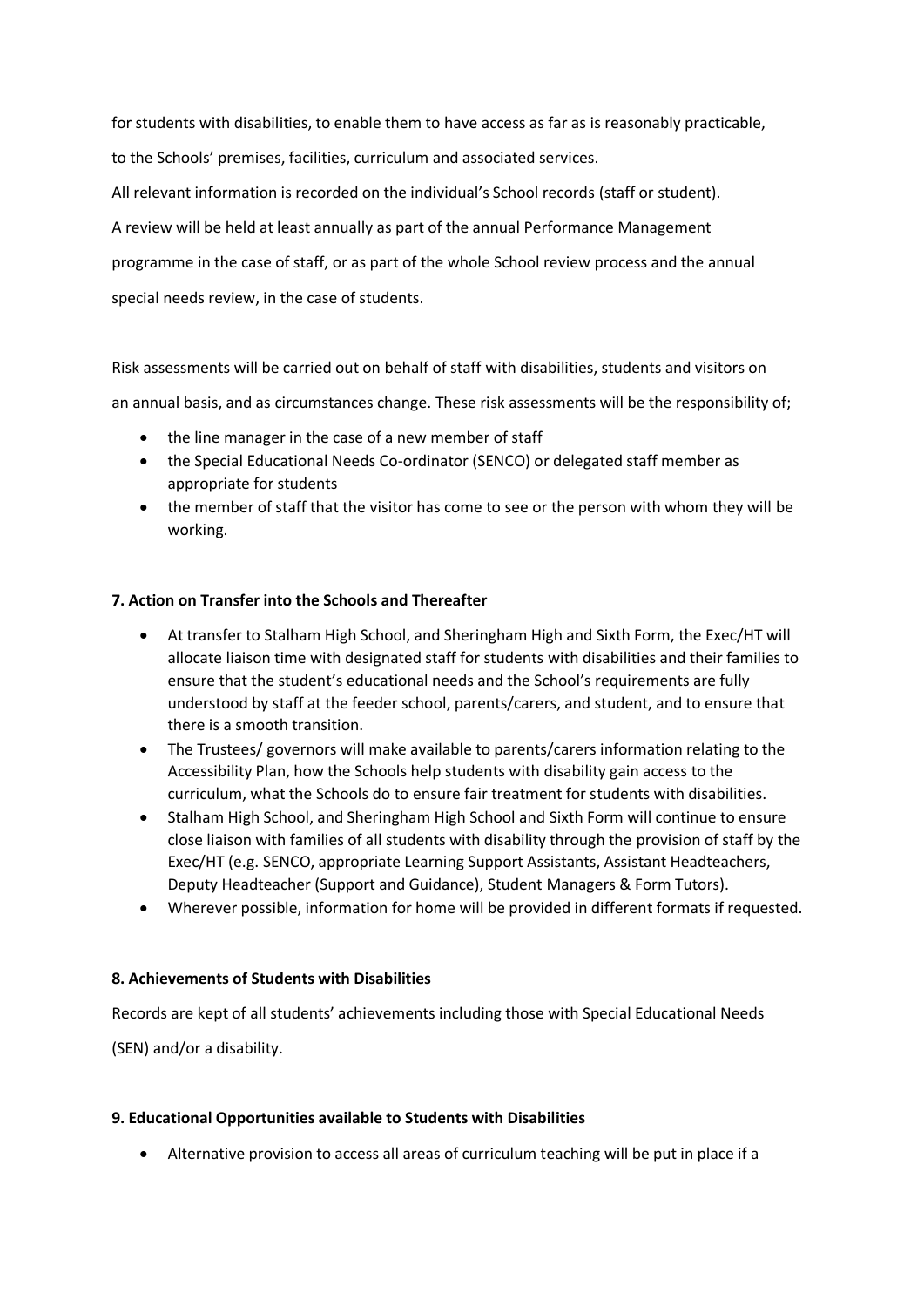for students with disabilities, to enable them to have access as far as is reasonably practicable, to the Schools' premises, facilities, curriculum and associated services.

All relevant information is recorded on the individual's School records (staff or student).

A review will be held at least annually as part of the annual Performance Management programme in the case of staff, or as part of the whole School review process and the annual special needs review, in the case of students.

Risk assessments will be carried out on behalf of staff with disabilities, students and visitors on an annual basis, and as circumstances change. These risk assessments will be the responsibility of;

- the line manager in the case of a new member of staff
- the Special Educational Needs Co-ordinator (SENCO) or delegated staff member as appropriate for students
- the member of staff that the visitor has come to see or the person with whom they will be working.

**7. Action on Transfer into the Schools and Thereafter**

- At transfer to Stalham High School, and Sheringham High and Sixth Form, the Exec/HT will allocate liaison time with designated staff for students with disabilities and their families to ensure that the student's educational needs and the School's requirements are fully understood by staff at the feeder school, parents/carers, and student, and to ensure that there is a smooth transition.
- The Trustees/ governors will make available to parents/carers information relating to the Accessibility Plan, how the Schools help students with disability gain access to the curriculum, what the Schools do to ensure fair treatment for students with disabilities.
- Stalham High School, and Sheringham High School and Sixth Form will continue to ensure close liaison with families of all students with disability through the provision of staff by the Exec/HT (e.g. SENCO, appropriate Learning Support Assistants, Assistant Headteachers, Deputy Headteacher (Support and Guidance), Student Managers & Form Tutors).
- Wherever possible, information for home will be provided in different formats if requested.

**8. Achievements of Students with Disabilities**

Records are kept of all students' achievements including those with Special Educational Needs (SEN) and/or a disability.

**9. Educational Opportunities available to Students with Disabilities**

- Alternative provision to access all areas of curriculum teaching will be put in place if a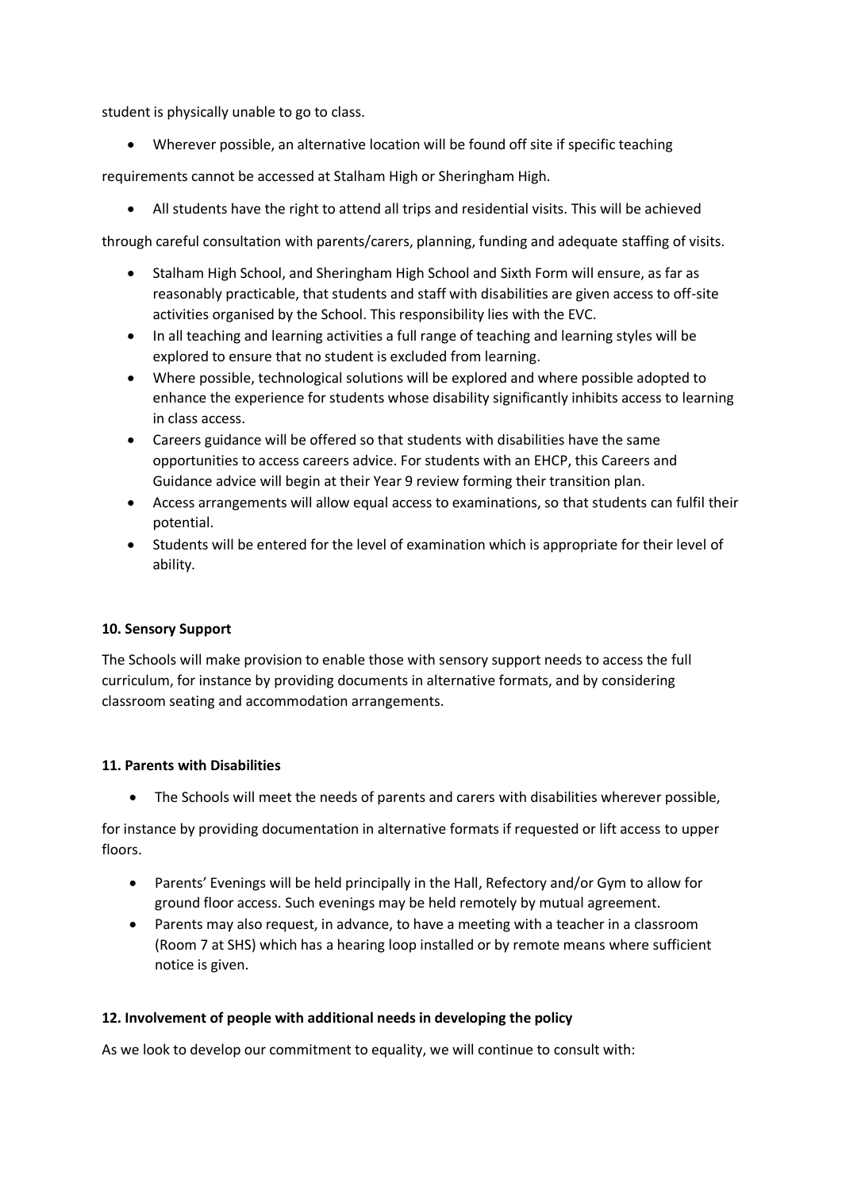student is physically unable to go to class.

- Wherever possible, an alternative location will be found off site if specific teaching requirements cannot be accessed at Stalham High or Sheringham High.
- All students have the right to attend all trips and residential visits. This will be achieved through careful consultation with parents/carers, planning, funding and adequate staffing of visits.
- Stalham High School, and Sheringham High School and Sixth Form will ensure, as far as reasonably practicable, that students and staff with disabilities are given access to off-site activities organised by the School. This responsibility lies with the EVC.
- In all teaching and learning activities a full range of teaching and learning styles will be explored to ensure that no student is excluded from learning.
- Where possible, technological solutions will be explored and where possible adopted to enhance the experience for students whose disability significantly inhibits access to learning in class access.
- Careers guidance will be offered so that students with disabilities have the same opportunities to access careers advice. For students with an EHCP, this Careers and Guidance advice will begin at their Year 9 review forming their transition plan.
- Access arrangements will allow equal access to examinations, so that students can fulfil their potential.
- Students will be entered for the level of examination which is appropriate for their level of ability.

**10. Sensory Support**

The Schools will make provision to enable those with sensory support needs to access the full curriculum, for instance by providing documents in alternative formats, and by considering classroom seating and accommodation arrangements.

**11. Parents with Disabilities**

- The Schools will meet the needs of parents and carers with disabilities wherever possible, for instance by providing documentation in alternative formats if requested or lift access to upper floors.
- Parents' Evenings will be held principally in the Hall, Refectory and/or Gym to allow for ground floor access. Such evenings may be held remotely by mutual agreement.
- Parents may also request, in advance, to have a meeting with a teacher in a classroom (Room 7 at SHS) which has a hearing loop installed or by remote means where sufficient notice is given.

**12. Involvement of people with additional needs in developing the policy**

As we look to develop our commitment to equality, we will continue to consult with: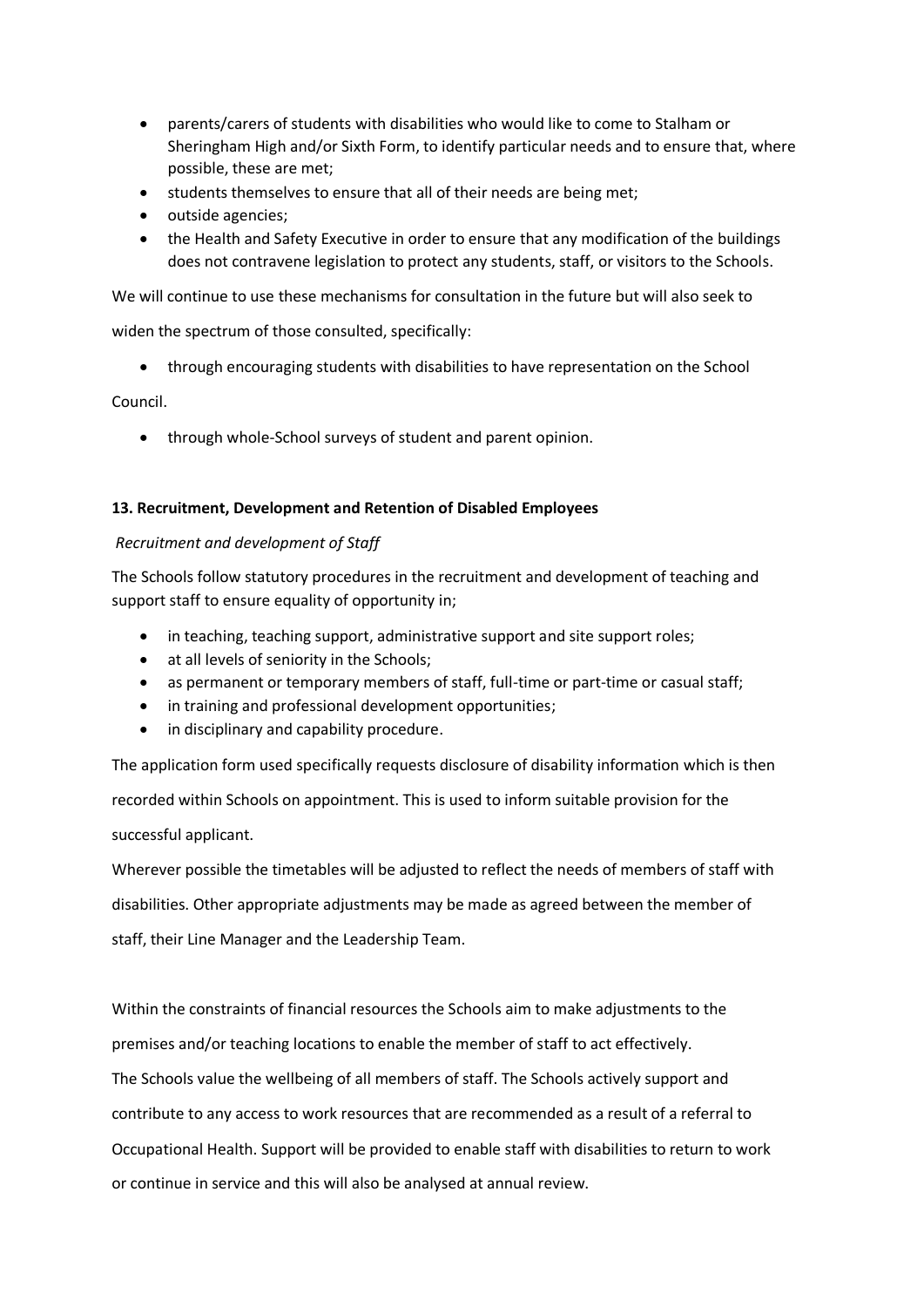- parents/carers of students with disabilities who would like to come to Stalham or Sheringham High and/or Sixth Form, to identify particular needs and to ensure that, where possible, these are met;
- students themselves to ensure that all of their needs are being met;
- outside agencies;
- the Health and Safety Executive in order to ensure that any modification of the buildings does not contravene legislation to protect any students, staff, or visitors to the Schools.

We will continue to use these mechanisms for consultation in the future but will also seek to widen the spectrum of those consulted, specifically:

- through encouraging students with disabilities to have representation on the School Council.
- through whole-School surveys of student and parent opinion.

**13. Recruitment, Development and Retention of Disabled Employees**

*Recruitment and development of Staff*

The Schools follow statutory procedures in the recruitment and development of teaching and support staff to ensure equality of opportunity in;

- in teaching, teaching support, administrative support and site support roles;
- at all levels of seniority in the Schools;
- as permanent or temporary members of staff, full-time or part-time or casual staff;
- in training and professional development opportunities;
- in disciplinary and capability procedure.

The application form used specifically requests disclosure of disability information which is then recorded within Schools on appointment. This is used to inform suitable provision for the successful applicant.

Wherever possible the timetables will be adjusted to reflect the needs of members of staff with disabilities. Other appropriate adjustments may be made as agreed between the member of staff, their Line Manager and the Leadership Team.

Within the constraints of financial resources the Schools aim to make adjustments to the premises and/or teaching locations to enable the member of staff to act effectively.

The Schools value the wellbeing of all members of staff. The Schools actively support and contribute to any access to work resources that are recommended as a result of a referral to Occupational Health. Support will be provided to enable staff with disabilities to return to work or continue in service and this will also be analysed at annual review.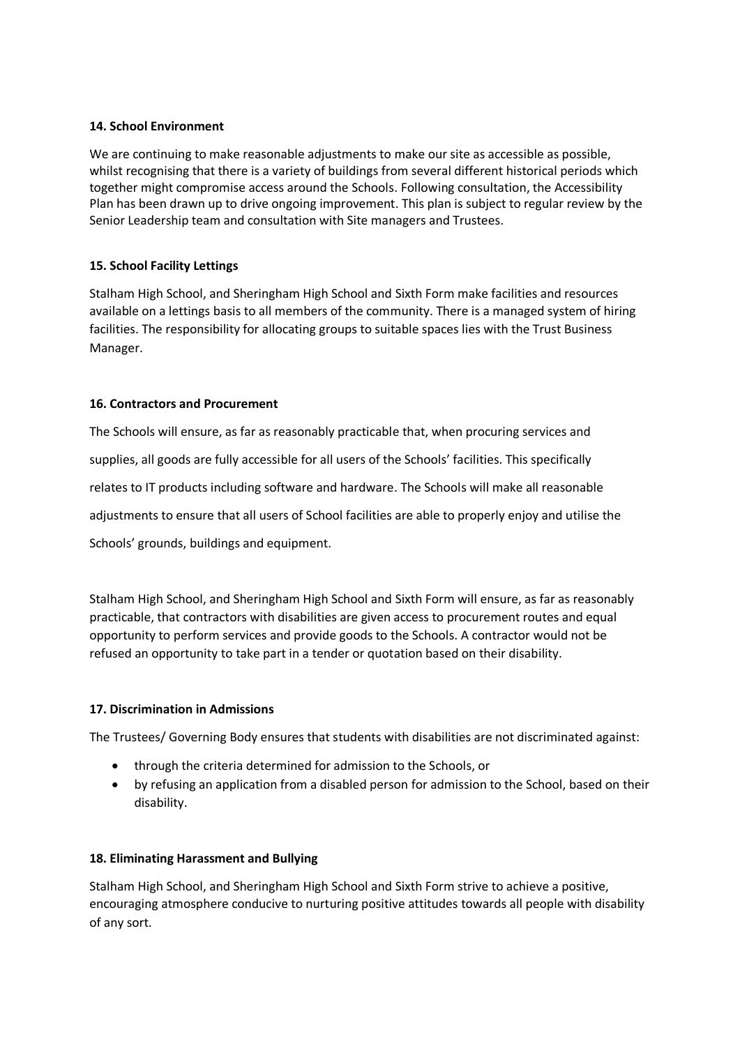**14. School Environment**

We are continuing to make reasonable adjustments to make our site as accessible as possible, whilst recognising that there is a variety of buildings from several different historical periods which together might compromise access around the Schools. Following consultation, the Accessibility Plan has been drawn up to drive ongoing improvement. This plan is subject to regular review by the Senior Leadership team and consultation with Site managers and Trustees.

**15. School Facility Lettings**

Stalham High School, and Sheringham High School and Sixth Form make facilities and resources available on a lettings basis to all members of the community. There is a managed system of hiring facilities. The responsibility for allocating groups to suitable spaces lies with the Trust Business Manager.

**16. Contractors and Procurement**

The Schools will ensure, as far as reasonably practicable that, when procuring services and supplies, all goods are fully accessible for all users of the Schools' facilities. This specifically relates to IT products including software and hardware. The Schools will make all reasonable adjustments to ensure that all users of School facilities are able to properly enjoy and utilise the Schools' grounds, buildings and equipment.

Stalham High School, and Sheringham High School and Sixth Form will ensure, as far as reasonably practicable, that contractors with disabilities are given access to procurement routes and equal opportunity to perform services and provide goods to the Schools. A contractor would not be refused an opportunity to take part in a tender or quotation based on their disability.

**17. Discrimination in Admissions**

The Trustees/ Governing Body ensures that students with disabilities are not discriminated against:

- through the criteria determined for admission to the Schools, or
- by refusing an application from a disabled person for admission to the School, based on their disability.

**18. Eliminating Harassment and Bullying**

Stalham High School, and Sheringham High School and Sixth Form strive to achieve a positive, encouraging atmosphere conducive to nurturing positive attitudes towards all people with disability of any sort.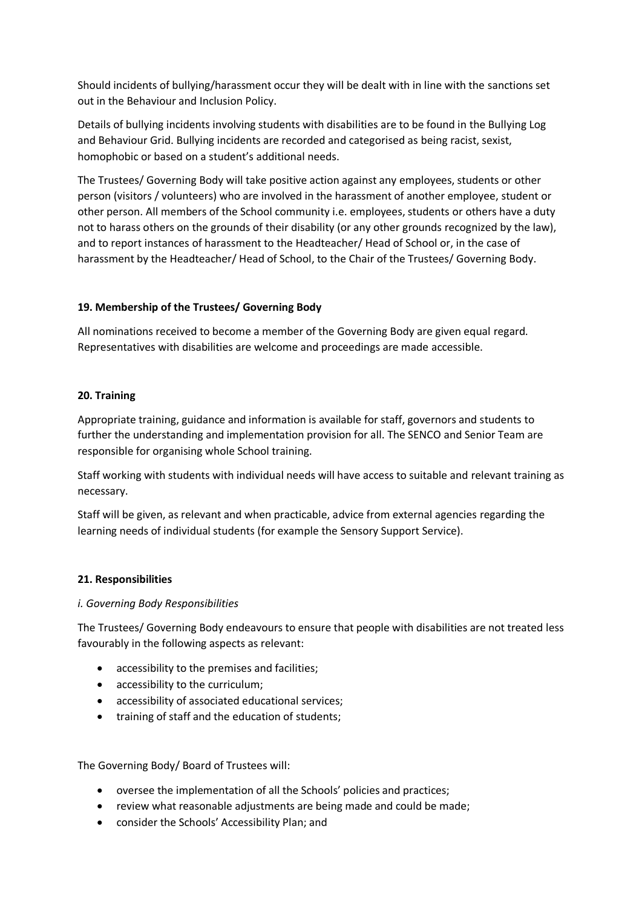Should incidents of bullying/harassment occur they will be dealt with in line with the sanctions set out in the Behaviour and Inclusion Policy.

Details of bullying incidents involving students with disabilities are to be found in the Bullying Log and Behaviour Grid. Bullying incidents are recorded and categorised as being racist, sexist, homophobic or based on a student's additional needs.

The Trustees/ Governing Body will take positive action against any employees, students or other person (visitors / volunteers) who are involved in the harassment of another employee, student or other person. All members of the School community i.e. employees, students or others have a duty not to harass others on the grounds of their disability (or any other grounds recognized by the law), and to report instances of harassment to the Headteacher/ Head of School or, in the case of harassment by the Headteacher/ Head of School, to the Chair of the Trustees/ Governing Body.

**19. Membership of the Trustees/ Governing Body**

All nominations received to become a member of the Governing Body are given equal regard. Representatives with disabilities are welcome and proceedings are made accessible.

**20. Training**

Appropriate training, guidance and information is available for staff, governors and students to further the understanding and implementation provision for all. The SENCO and Senior Team are responsible for organising whole School training.

Staff working with students with individual needs will have access to suitable and relevant training as necessary.

Staff will be given, as relevant and when practicable, advice from external agencies regarding the learning needs of individual students (for example the Sensory Support Service).

**21. Responsibilities**

*i. Governing Body Responsibilities*

The Trustees/ Governing Body endeavours to ensure that people with disabilities are not treated less favourably in the following aspects as relevant:

- accessibility to the premises and facilities;
- accessibility to the curriculum;
- accessibility of associated educational services;
- training of staff and the education of students;

The Governing Body/ Board of Trustees will:

- oversee the implementation of all the Schools' policies and practices;
- review what reasonable adjustments are being made and could be made;
- consider the Schools' Accessibility Plan; and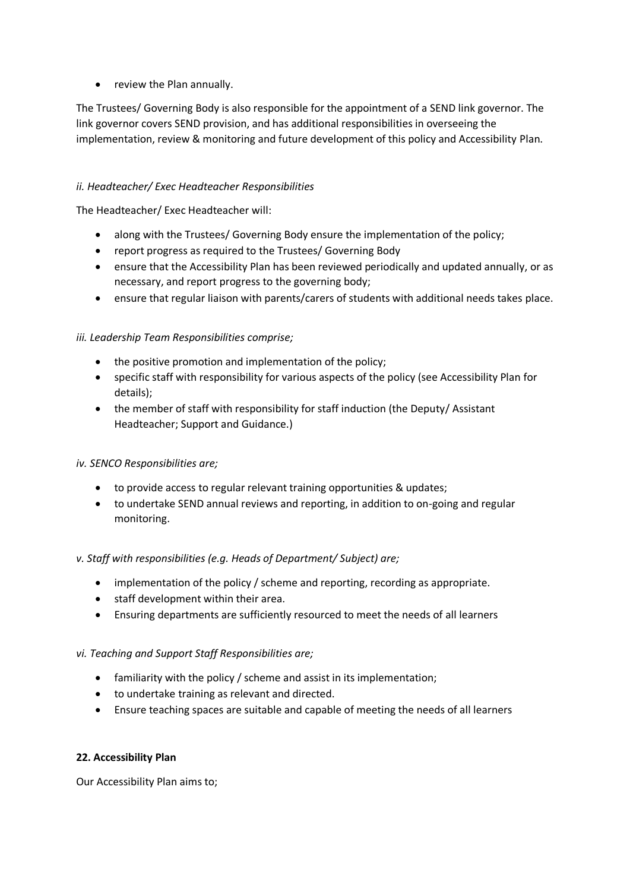- review the Plan annually.

The Trustees/ Governing Body is also responsible for the appointment of a SEND link governor. The link governor covers SEND provision, and has additional responsibilities in overseeing the implementation, review & monitoring and future development of this policy and Accessibility Plan.

*ii. Headteacher/ Exec Headteacher Responsibilities*

The Headteacher/ Exec Headteacher will:

- along with the Trustees/ Governing Body ensure the implementation of the policy;
- report progress as required to the Trustees/ Governing Body
- ensure that the Accessibility Plan has been reviewed periodically and updated annually, or as necessary, and report progress to the governing body;
- ensure that regular liaison with parents/carers of students with additional needs takes place.

*iii. Leadership Team Responsibilities comprise;*

- the positive promotion and implementation of the policy;
- specific staff with responsibility for various aspects of the policy (see Accessibility Plan for details);
- the member of staff with responsibility for staff induction (the Deputy/ Assistant Headteacher; Support and Guidance.)

*iv. SENCO Responsibilities are;*

- to provide access to regular relevant training opportunities & updates;
- to undertake SEND annual reviews and reporting, in addition to on-going and regular monitoring.

*v. Staff with responsibilities (e.g. Heads of Department/ Subject) are;*

- implementation of the policy / scheme and reporting, recording as appropriate.
- staff development within their area.
- Ensuring departments are sufficiently resourced to meet the needs of all learners

*vi. Teaching and Support Staff Responsibilities are;*

- familiarity with the policy / scheme and assist in its implementation;
- to undertake training as relevant and directed.
- Ensure teaching spaces are suitable and capable of meeting the needs of all learners

**22. Accessibility Plan**

Our Accessibility Plan aims to;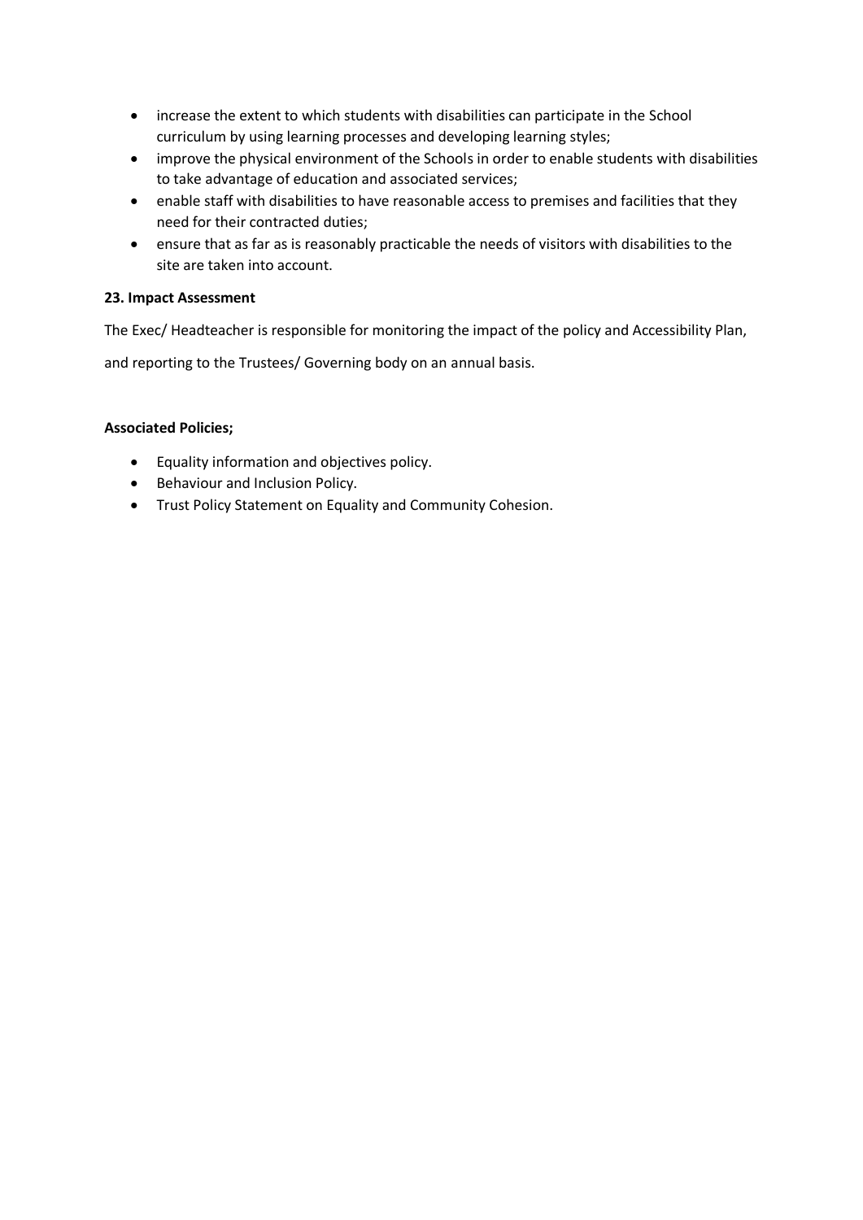- increase the extent to which students with disabilities can participate in the School curriculum by using learning processes and developing learning styles;
- improve the physical environment of the Schools in order to enable students with disabilities to take advantage of education and associated services;
- enable staff with disabilities to have reasonable access to premises and facilities that they need for their contracted duties;
- ensure that as far as is reasonably practicable the needs of visitors with disabilities to the site are taken into account.

**23. Impact Assessment**

The Exec/ Headteacher is responsible for monitoring the impact of the policy and Accessibility Plan,

and reporting to the Trustees/ Governing body on an annual basis.

**Associated Policies;**

- Equality information and objectives policy.
- Behaviour and Inclusion Policy.
- Trust Policy Statement on Equality and Community Cohesion.